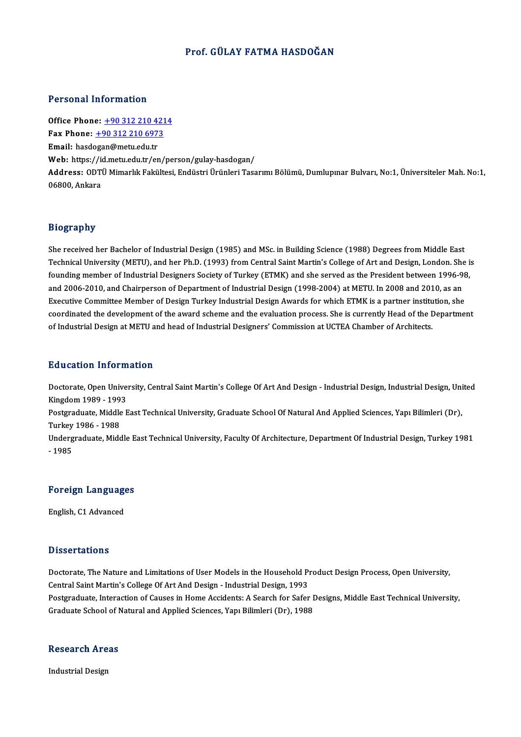# Prof. GÜLAY FATMA HASDOĞAN

## Personal Information

**Office Phone:** +90 312 210 4214
**Fax Phone:** +90 312 210 6973
**Email:** hasdogan@metu.edu.tr
**Web:** https://id.metu.edu.tr/en/person/gulay-hasdogan/
**Address:** ODTÜ Mimarlık Fakültesi, Endüstri Ürünleri Tasarımı Bölümü, Dumlupınar Bulvarı, No:1, Üniversiteler Mah. No:1, 06800, Ankara

## Biography

She received her Bachelor of Industrial Design (1985) and MSc. in Building Science (1988) Degrees from Middle East Technical University (METU), and her Ph.D. (1993) from Central Saint Martin's College of Art and Design, London. She is founding member of Industrial Designers Society of Turkey (ETMK) and she served as the President between 1996-98, and 2006-2010, and Chairperson of Department of Industrial Design (1998-2004) at METU. In 2008 and 2010, as an Executive Committee Member of Design Turkey Industrial Design Awards for which ETMK is a partner institution, she coordinated the development of the award scheme and the evaluation process. She is currently Head of the Department of Industrial Design at METU and head of Industrial Designers' Commission at UCTEA Chamber of Architects.

## Education Information

Doctorate, Open University, Central Saint Martin's College Of Art And Design - Industrial Design, Industrial Design, United Kingdom 1989 - 1993
Postgraduate, Middle East Technical University, Graduate School Of Natural And Applied Sciences, Yapı Bilimleri (Dr), Turkey 1986 - 1988
Undergraduate, Middle East Technical University, Faculty Of Architecture, Department Of Industrial Design, Turkey 1981 - 1985

## Foreign Languages

English, C1 Advanced

## Dissertations

Doctorate, The Nature and Limitations of User Models in the Household Product Design Process, Open University, Central Saint Martin's College Of Art And Design - Industrial Design, 1993
Postgraduate, Interaction of Causes in Home Accidents: A Search for Safer Designs, Middle East Technical University, Graduate School of Natural and Applied Sciences, Yapı Bilimleri (Dr), 1988

## Research Areas

Industrial Design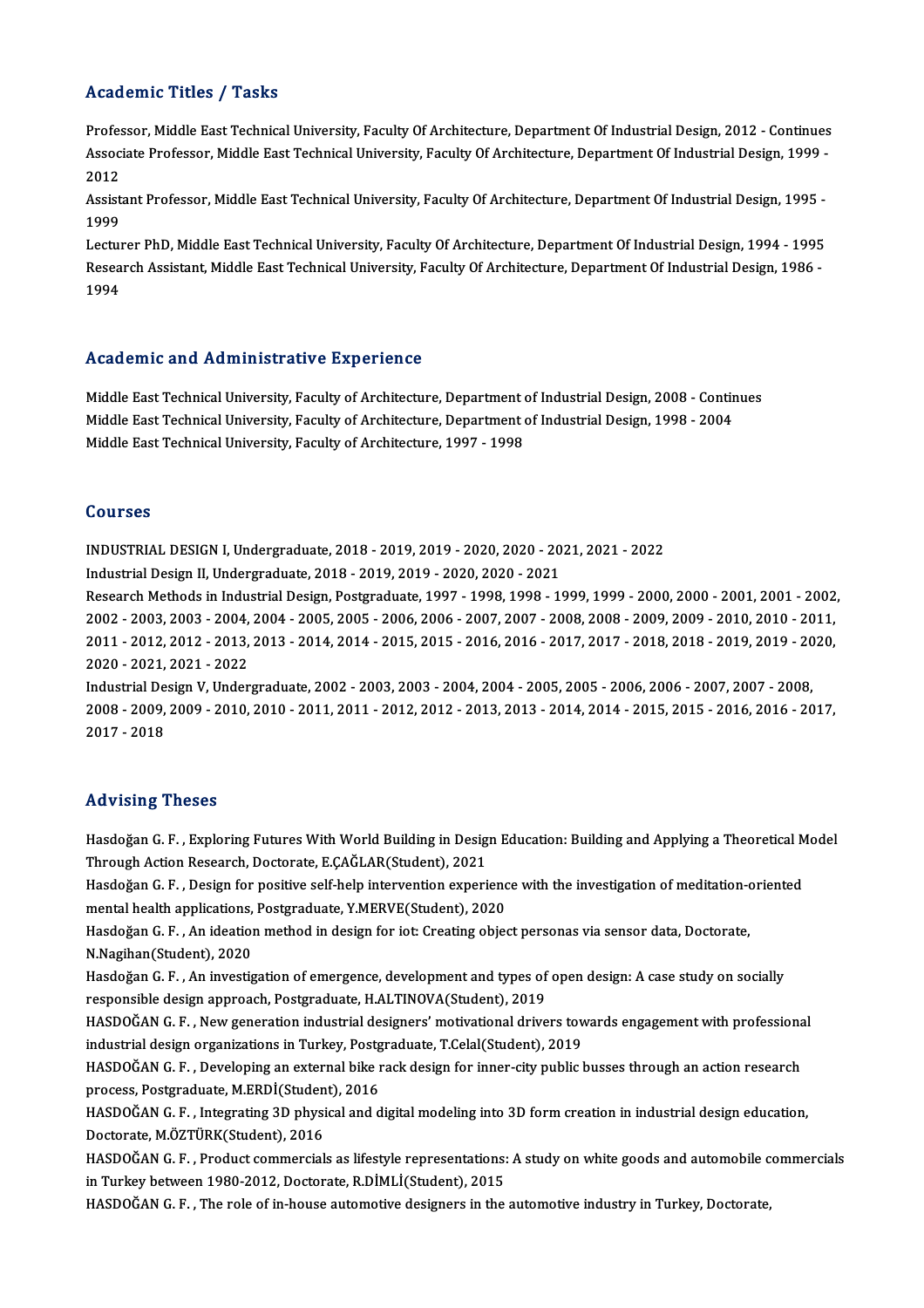## Academic Titles / Tasks

Professor, Middle East Technical University, Faculty Of Architecture, Department Of Industrial Design, 2012 - Continues
Associate Professor, Middle East Technical University, Faculty Of Architecture, Department Of Industrial Design, 1999 - 2012
Assistant Professor, Middle East Technical University, Faculty Of Architecture, Department Of Industrial Design, 1995 - 1999
Lecturer PhD, Middle East Technical University, Faculty Of Architecture, Department Of Industrial Design, 1994 - 1995
Research Assistant, Middle East Technical University, Faculty Of Architecture, Department Of Industrial Design, 1986 - 1994

## Academic and Administrative Experience

Middle East Technical University, Faculty of Architecture, Department of Industrial Design, 2008 - Continues
Middle East Technical University, Faculty of Architecture, Department of Industrial Design, 1998 - 2004
Middle East Technical University, Faculty of Architecture, 1997 - 1998

## Courses

INDUSTRIAL DESIGN I, Undergraduate, 2018 - 2019, 2019 - 2020, 2020 - 2021, 2021 - 2022
Industrial Design II, Undergraduate, 2018 - 2019, 2019 - 2020, 2020 - 2021
Research Methods in Industrial Design, Postgraduate, 1997 - 1998, 1998 - 1999, 1999 - 2000, 2000 - 2001, 2001 - 2002, 2002 - 2003, 2003 - 2004, 2004 - 2005, 2005 - 2006, 2006 - 2007, 2007 - 2008, 2008 - 2009, 2009 - 2010, 2010 - 2011, 2011 - 2012, 2012 - 2013, 2013 - 2014, 2014 - 2015, 2015 - 2016, 2016 - 2017, 2017 - 2018, 2018 - 2019, 2019 - 2020, 2020 - 2021, 2021 - 2022
Industrial Design V, Undergraduate, 2002 - 2003, 2003 - 2004, 2004 - 2005, 2005 - 2006, 2006 - 2007, 2007 - 2008, 2008 - 2009, 2009 - 2010, 2010 - 2011, 2011 - 2012, 2012 - 2013, 2013 - 2014, 2014 - 2015, 2015 - 2016, 2016 - 2017, 2017 - 2018

## Advising Theses

Hasdoğan G. F. , Exploring Futures With World Building in Design Education: Building and Applying a Theoretical Model Through Action Research, Doctorate, E.ÇAĞLAR(Student), 2021
Hasdoğan G. F. , Design for positive self-help intervention experience with the investigation of meditation-oriented mental health applications, Postgraduate, Y.MERVE(Student), 2020
Hasdoğan G. F. , An ideation method in design for iot: Creating object personas via sensor data, Doctorate, N.Nagihan(Student), 2020
Hasdoğan G. F. , An investigation of emergence, development and types of open design: A case study on socially responsible design approach, Postgraduate, H.ALTINOVA(Student), 2019
HASDOĞAN G. F. , New generation industrial designers' motivational drivers towards engagement with professional industrial design organizations in Turkey, Postgraduate, T.Celal(Student), 2019
HASDOĞAN G. F. , Developing an external bike rack design for inner-city public busses through an action research process, Postgraduate, M.ERDİ(Student), 2016
HASDOĞAN G. F. , Integrating 3D physical and digital modeling into 3D form creation in industrial design education, Doctorate, M.ÖZTÜRK(Student), 2016
HASDOĞAN G. F. , Product commercials as lifestyle representations: A study on white goods and automobile commercials in Turkey between 1980-2012, Doctorate, R.DİMLİ(Student), 2015
HASDOĞAN G. F. , The role of in-house automotive designers in the automotive industry in Turkey, Doctorate,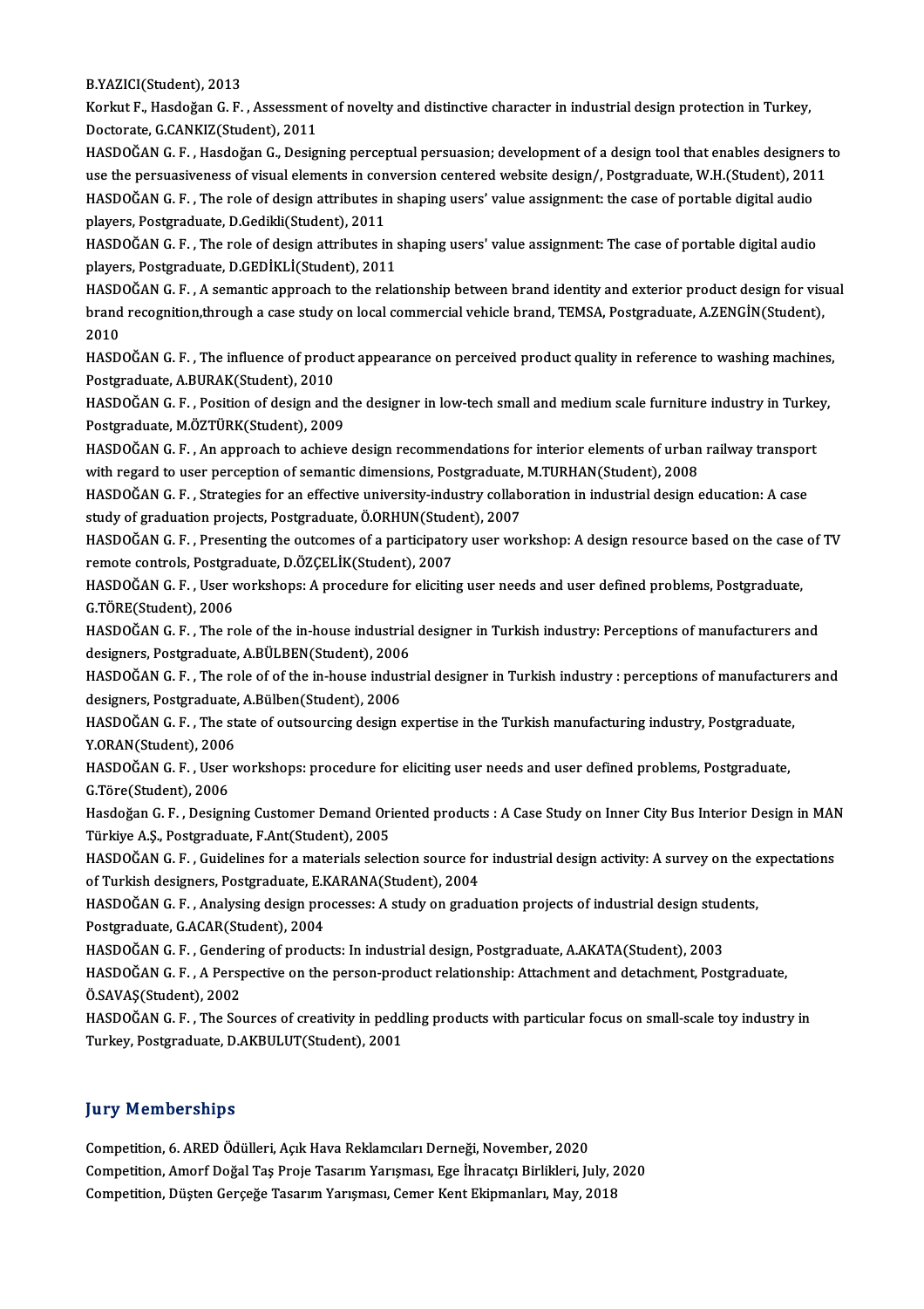B.YAZICI(Student), 2013

Korkut F., Hasdoğan G. F. , Assessment of novelty and distinctive character in industrial design protection in Turkey, Doctorate, G.CANKIZ(Student), 2011

HASDOĞAN G. F. , Hasdoğan G., Designing perceptual persuasion; development of a design tool that enables designers to use the persuasiveness of visual elements in conversion centered website design/, Postgraduate, W.H.(Student), 2011

HASDOĞAN G. F. , The role of design attributes in shaping users' value assignment: the case of portable digital audio players, Postgraduate, D.Gedikli(Student), 2011

HASDOĞAN G. F. , The role of design attributes in shaping users' value assignment: The case of portable digital audio players, Postgraduate, D.GEDİKLİ(Student), 2011

HASDOĞAN G. F. , A semantic approach to the relationship between brand identity and exterior product design for visual brand recognition,through a case study on local commercial vehicle brand, TEMSA, Postgraduate, A.ZENGİN(Student), 2010

HASDOĞAN G. F. , The influence of product appearance on perceived product quality in reference to washing machines, Postgraduate, A.BURAK(Student), 2010

HASDOĞAN G. F. , Position of design and the designer in low-tech small and medium scale furniture industry in Turkey, Postgraduate, M.ÖZTÜRK(Student), 2009

HASDOĞAN G. F. , An approach to achieve design recommendations for interior elements of urban railway transport with regard to user perception of semantic dimensions, Postgraduate, M.TURHAN(Student), 2008

HASDOĞAN G. F. , Strategies for an effective university-industry collaboration in industrial design education: A case study of graduation projects, Postgraduate, Ö.ORHUN(Student), 2007

HASDOĞAN G. F. , Presenting the outcomes of a participatory user workshop: A design resource based on the case of TV remote controls, Postgraduate, D.ÖZÇELİK(Student), 2007

HASDOĞAN G. F. , User workshops: A procedure for eliciting user needs and user defined problems, Postgraduate, G.TÖRE(Student), 2006

HASDOĞAN G. F. , The role of the in-house industrial designer in Turkish industry: Perceptions of manufacturers and designers, Postgraduate, A.BÜLBEN(Student), 2006

HASDOĞAN G. F. , The role of of the in-house industrial designer in Turkish industry : perceptions of manufacturers and designers, Postgraduate, A.Bülben(Student), 2006

HASDOĞAN G. F. , The state of outsourcing design expertise in the Turkish manufacturing industry, Postgraduate, Y.ORAN(Student), 2006

HASDOĞAN G. F. , User workshops: procedure for eliciting user needs and user defined problems, Postgraduate, G.Töre(Student), 2006

Hasdoğan G. F. , Designing Customer Demand Oriented products : A Case Study on Inner City Bus Interior Design in MAN Türkiye A.Ş., Postgraduate, F.Ant(Student), 2005

HASDOĞAN G. F. , Guidelines for a materials selection source for industrial design activity: A survey on the expectations of Turkish designers, Postgraduate, E.KARANA(Student), 2004

HASDOĞAN G. F. , Analysing design processes: A study on graduation projects of industrial design students, Postgraduate, G.ACAR(Student), 2004

HASDOĞAN G. F. , Gendering of products: In industrial design, Postgraduate, A.AKATA(Student), 2003

HASDOĞAN G. F. , A Perspective on the person-product relationship: Attachment and detachment, Postgraduate, Ö.SAVAŞ(Student), 2002

HASDOĞAN G. F. , The Sources of creativity in peddling products with particular focus on small-scale toy industry in Turkey, Postgraduate, D.AKBULUT(Student), 2001

## Jury Memberships

Competition, 6. ARED Ödülleri, Açık Hava Reklamcıları Derneği, November, 2020

Competition, Amorf Doğal Taş Proje Tasarım Yarışması, Ege İhracatçı Birlikleri, July, 2020

Competition, Düşten Gerçeğe Tasarım Yarışması, Cemer Kent Ekipmanları, May, 2018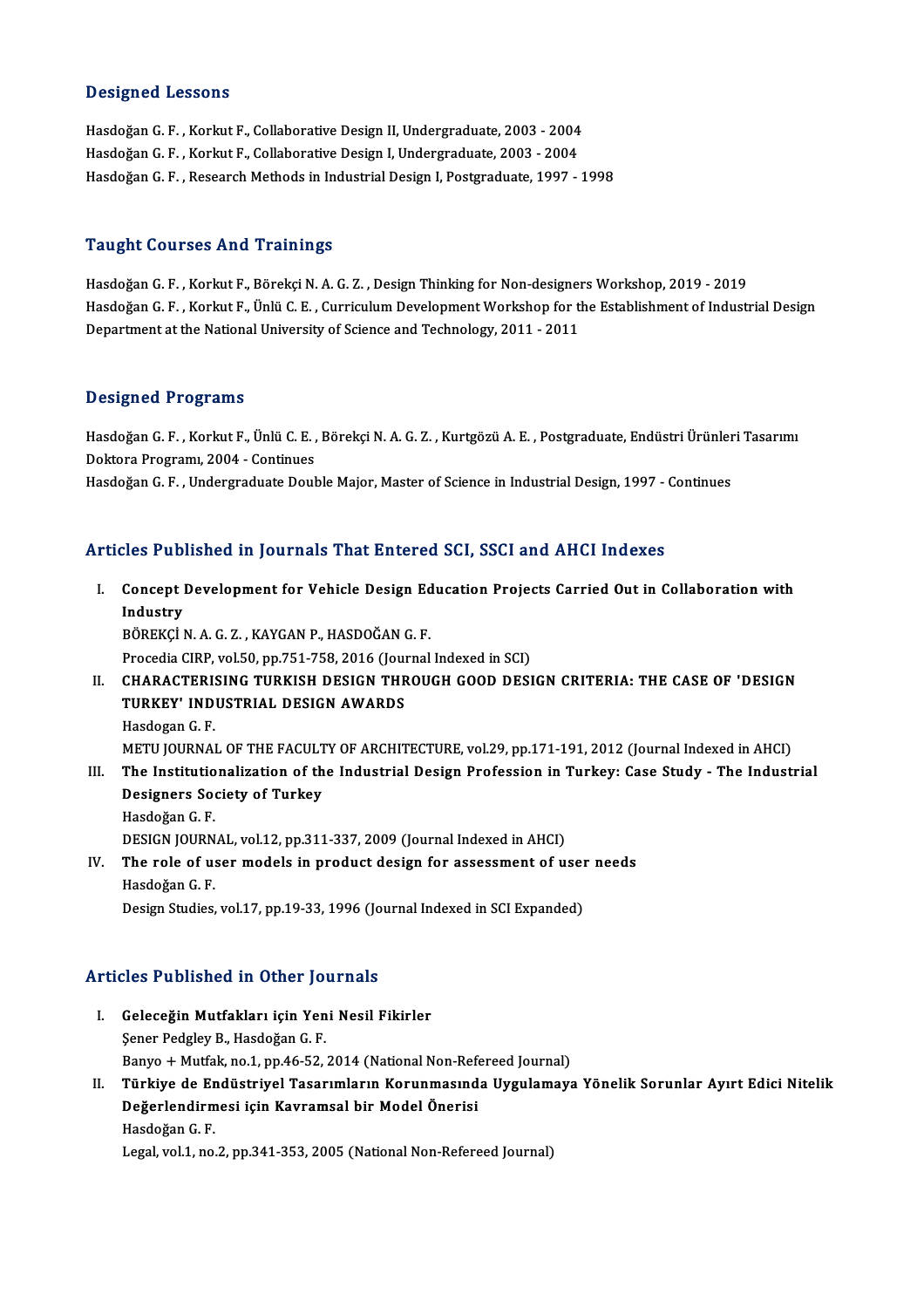## Designed Lessons

Hasdoğan G. F. , Korkut F., Collaborative Design II, Undergraduate, 2003 - 2004
Hasdoğan G. F. , Korkut F., Collaborative Design I, Undergraduate, 2003 - 2004
Hasdoğan G. F. , Research Methods in Industrial Design I, Postgraduate, 1997 - 1998

## Taught Courses And Trainings

Hasdoğan G. F. , Korkut F., Börekçi N. A. G. Z. , Design Thinking for Non-designers Workshop, 2019 - 2019
Hasdoğan G. F. , Korkut F., Ünlü C. E. , Curriculum Development Workshop for the Establishment of Industrial Design Department at the National University of Science and Technology, 2011 - 2011

## Designed Programs

Hasdoğan G. F. , Korkut F., Ünlü C. E. , Börekçi N. A. G. Z. , Kurtgözü A. E. , Postgraduate, Endüstri Ürünleri Tasarımı Doktora Programı, 2004 - Continues
Hasdoğan G. F. , Undergraduate Double Major, Master of Science in Industrial Design, 1997 - Continues

## Articles Published in Journals That Entered SCI, SSCI and AHCI Indexes

I. **Concept Development for Vehicle Design Education Projects Carried Out in Collaboration with Industry**
BÖREKÇİ N. A. G. Z. , KAYGAN P., HASDOĞAN G. F.
Procedia CIRP, vol.50, pp.751-758, 2016 (Journal Indexed in SCI)

II. **CHARACTERISING TURKISH DESIGN THROUGH GOOD DESIGN CRITERIA: THE CASE OF 'DESIGN TURKEY' INDUSTRIAL DESIGN AWARDS**
Hasdogan G. F.
METU JOURNAL OF THE FACULTY OF ARCHITECTURE, vol.29, pp.171-191, 2012 (Journal Indexed in AHCI)

III. **The Institutionalization of the Industrial Design Profession in Turkey: Case Study - The Industrial Designers Society of Turkey**
Hasdoğan G. F.
DESIGN JOURNAL, vol.12, pp.311-337, 2009 (Journal Indexed in AHCI)

IV. **The role of user models in product design for assessment of user needs**
Hasdoğan G. F.
Design Studies, vol.17, pp.19-33, 1996 (Journal Indexed in SCI Expanded)

## Articles Published in Other Journals

I. **Geleceğin Mutfakları için Yeni Nesil Fikirler**
Şener Pedgley B., Hasdoğan G. F.
Banyo + Mutfak, no.1, pp.46-52, 2014 (National Non-Refereed Journal)

II. **Türkiye de Endüstriyel Tasarımların Korunmasında Uygulamaya Yönelik Sorunlar Ayırt Edici Nitelik Değerlendirmesi için Kavramsal bir Model Önerisi**
Hasdoğan G. F.
Legal, vol.1, no.2, pp.341-353, 2005 (National Non-Refereed Journal)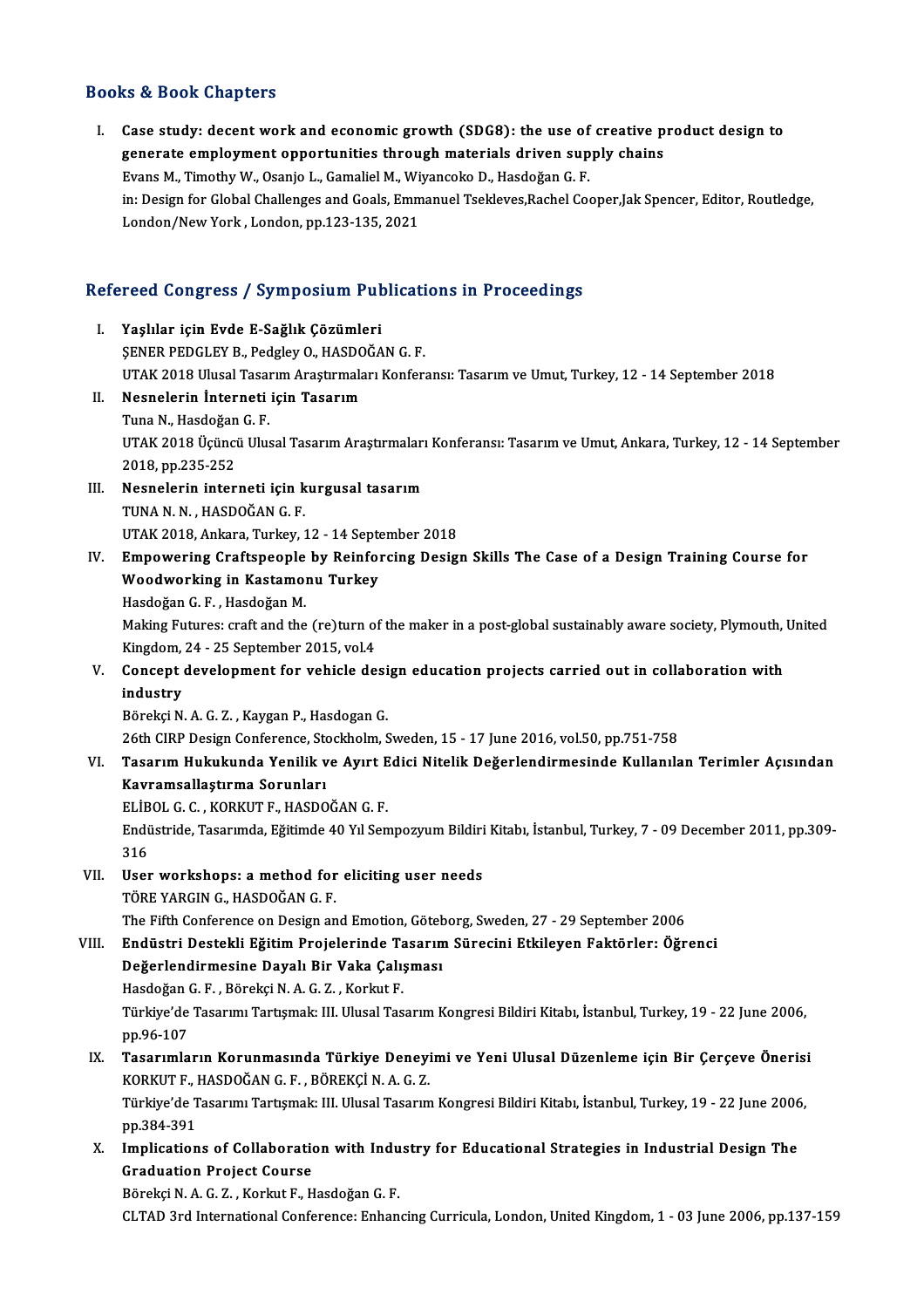## Books & Book Chapters

I. **Case study: decent work and economic growth (SDG8): the use of creative product design to generate employment opportunities through materials driven supply chains**
Evans M., Timothy W., Osanjo L., Gamaliel M., Wiyancoko D., Hasdoğan G. F.
in: Design for Global Challenges and Goals, Emmanuel Tsekleves,Rachel Cooper,Jak Spencer, Editor, Routledge, London/New York , London, pp.123-135, 2021

## Refereed Congress / Symposium Publications in Proceedings

I. **Yaşlılar için Evde E-Sağlık Çözümleri**
ŞENER PEDGLEY B., Pedgley O., HASDOĞAN G. F.
UTAK 2018 Ulusal Tasarım Araştırmaları Konferansı: Tasarım ve Umut, Turkey, 12 - 14 September 2018

II. **Nesnelerin İnterneti için Tasarım**
Tuna N., Hasdoğan G. F.
UTAK 2018 Üçüncü Ulusal Tasarım Araştırmaları Konferansı: Tasarım ve Umut, Ankara, Turkey, 12 - 14 September 2018, pp.235-252

III. **Nesnelerin interneti için kurgusal tasarım**
TUNA N. N. , HASDOĞAN G. F.
UTAK 2018, Ankara, Turkey, 12 - 14 September 2018

IV. **Empowering Craftspeople by Reinforcing Design Skills The Case of a Design Training Course for Woodworking in Kastamonu Turkey**
Hasdoğan G. F. , Hasdoğan M.
Making Futures: craft and the (re)turn of the maker in a post-global sustainably aware society, Plymouth, United Kingdom, 24 - 25 September 2015, vol.4

V. **Concept development for vehicle design education projects carried out in collaboration with industry**
Börekçi N. A. G. Z. , Kaygan P., Hasdogan G.
26th CIRP Design Conference, Stockholm, Sweden, 15 - 17 June 2016, vol.50, pp.751-758

VI. **Tasarım Hukukunda Yenilik ve Ayırt Edici Nitelik Değerlendirmesinde Kullanılan Terimler Açısından Kavramsallaştırma Sorunları**
ELİBOL G. C. , KORKUT F., HASDOĞAN G. F.
Endüstride, Tasarımda, Eğitimde 40 Yıl Sempozyum Bildiri Kitabı, İstanbul, Turkey, 7 - 09 December 2011, pp.309-316

VII. **User workshops: a method for eliciting user needs**
TÖRE YARGIN G., HASDOĞAN G. F.
The Fifth Conference on Design and Emotion, Göteborg, Sweden, 27 - 29 September 2006

VIII. **Endüstri Destekli Eğitim Projelerinde Tasarım Sürecini Etkileyen Faktörler: Öğrenci Değerlendirmesine Dayalı Bir Vaka Çalışması**
Hasdoğan G. F. , Börekçi N. A. G. Z. , Korkut F.
Türkiye'de Tasarımı Tartışmak: III. Ulusal Tasarım Kongresi Bildiri Kitabı, İstanbul, Turkey, 19 - 22 June 2006, pp.96-107

IX. **Tasarımların Korunmasında Türkiye Deneyimi ve Yeni Ulusal Düzenleme için Bir Çerçeve Önerisi**
KORKUT F., HASDOĞAN G. F. , BÖREKÇİ N. A. G. Z.
Türkiye'de Tasarımı Tartışmak: III. Ulusal Tasarım Kongresi Bildiri Kitabı, İstanbul, Turkey, 19 - 22 June 2006, pp.384-391

X. **Implications of Collaboration with Industry for Educational Strategies in Industrial Design The Graduation Project Course**
Börekçi N. A. G. Z. , Korkut F., Hasdoğan G. F.
CLTAD 3rd International Conference: Enhancing Curricula, London, United Kingdom, 1 - 03 June 2006, pp.137-159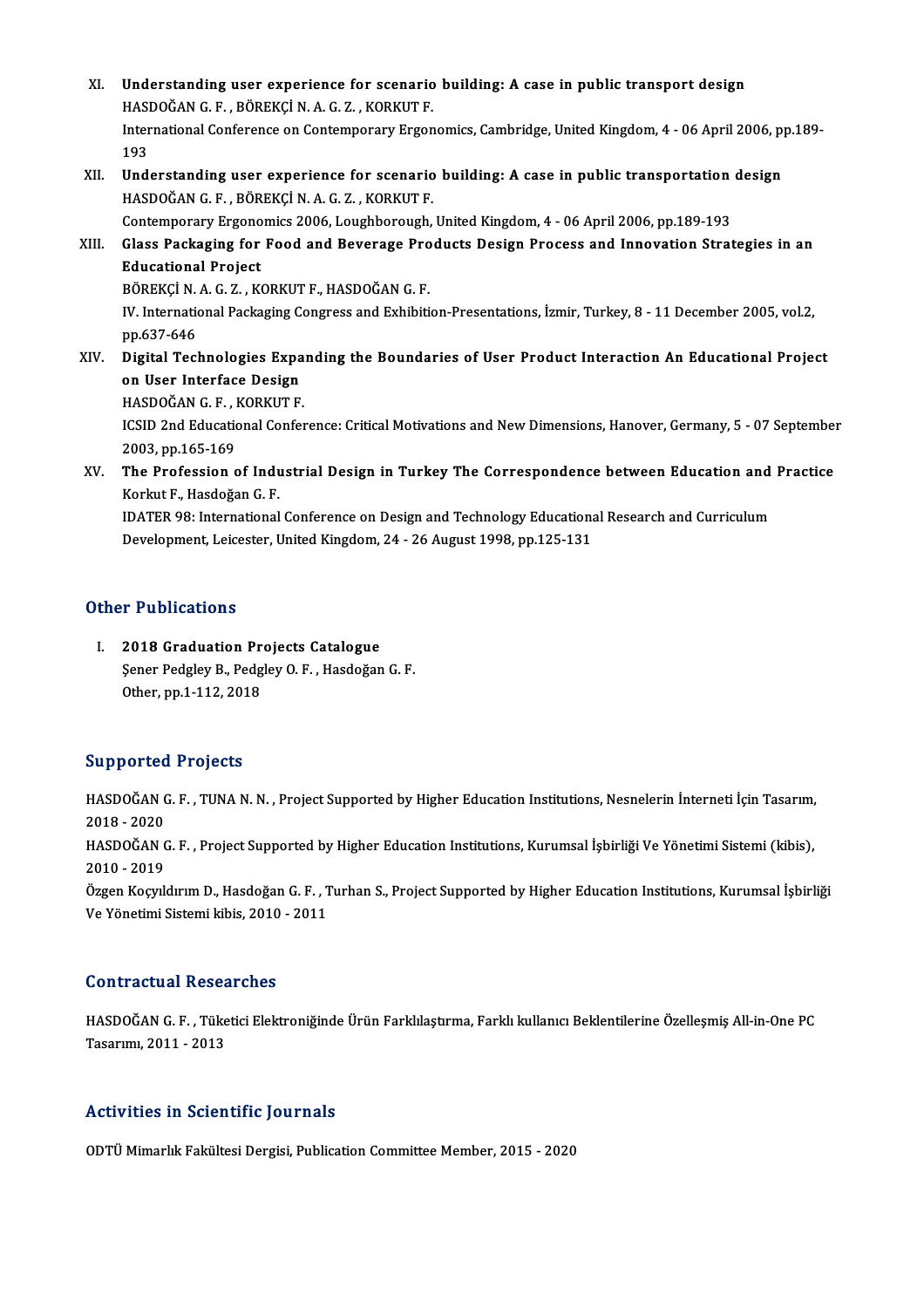XI. **Understanding user experience for scenario building: A case in public transport design**
HASDOĞAN G. F. , BÖREKÇİ N. A. G. Z. , KORKUT F.
International Conference on Contemporary Ergonomics, Cambridge, United Kingdom, 4 - 06 April 2006, pp.189-193

XII. **Understanding user experience for scenario building: A case in public transportation design**
HASDOĞAN G. F. , BÖREKÇİ N. A. G. Z. , KORKUT F.
Contemporary Ergonomics 2006, Loughborough, United Kingdom, 4 - 06 April 2006, pp.189-193

XIII. **Glass Packaging for Food and Beverage Products Design Process and Innovation Strategies in an Educational Project**
BÖREKÇİ N. A. G. Z. , KORKUT F., HASDOĞAN G. F.
IV. International Packaging Congress and Exhibition-Presentations, İzmir, Turkey, 8 - 11 December 2005, vol.2, pp.637-646

XIV. **Digital Technologies Expanding the Boundaries of User Product Interaction An Educational Project on User Interface Design**
HASDOĞAN G. F. , KORKUT F.
ICSID 2nd Educational Conference: Critical Motivations and New Dimensions, Hanover, Germany, 5 - 07 September 2003, pp.165-169

XV. **The Profession of Industrial Design in Turkey The Correspondence between Education and Practice**
Korkut F., Hasdoğan G. F.
IDATER 98: International Conference on Design and Technology Educational Research and Curriculum Development, Leicester, United Kingdom, 24 - 26 August 1998, pp.125-131

## Other Publications

I. **2018 Graduation Projects Catalogue**
Şener Pedgley B., Pedgley O. F. , Hasdoğan G. F.
Other, pp.1-112, 2018

## Supported Projects

HASDOĞAN G. F. , TUNA N. N. , Project Supported by Higher Education Institutions, Nesnelerin İnterneti İçin Tasarım, 2018 - 2020

HASDOĞAN G. F. , Project Supported by Higher Education Institutions, Kurumsal İşbirliği Ve Yönetimi Sistemi (kibis), 2010 - 2019

Özgen Koçyıldırım D., Hasdoğan G. F. , Turhan S., Project Supported by Higher Education Institutions, Kurumsal İşbirliği Ve Yönetimi Sistemi kibis, 2010 - 2011

## Contractual Researches

HASDOĞAN G. F. , Tüketici Elektroniğinde Ürün Farklılaştırma, Farklı kullanıcı Beklentilerine Özelleşmiş All-in-One PC Tasarımı, 2011 - 2013

## Activities in Scientific Journals

ODTÜ Mimarlık Fakültesi Dergisi, Publication Committee Member, 2015 - 2020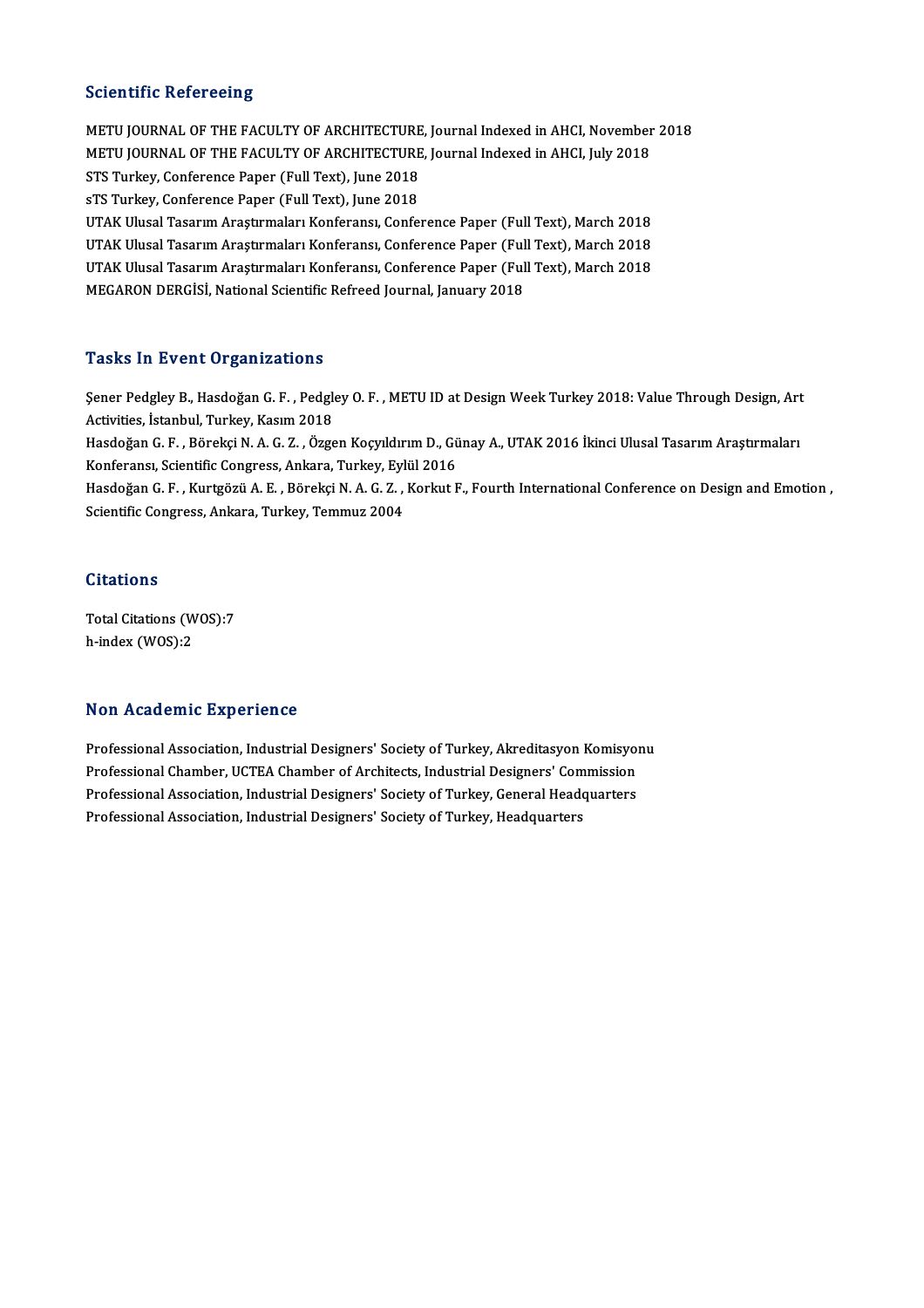## Scientific Refereeing

METU JOURNAL OF THE FACULTY OF ARCHITECTURE, Journal Indexed in AHCI, November 2018
METU JOURNAL OF THE FACULTY OF ARCHITECTURE, Journal Indexed in AHCI, July 2018
STS Turkey, Conference Paper (Full Text), June 2018
sTS Turkey, Conference Paper (Full Text), June 2018
UTAK Ulusal Tasarım Araştırmaları Konferansı, Conference Paper (Full Text), March 2018
UTAK Ulusal Tasarım Araştırmaları Konferansı, Conference Paper (Full Text), March 2018
UTAK Ulusal Tasarım Araştırmaları Konferansı, Conference Paper (Full Text), March 2018
MEGARON DERGİSİ, National Scientific Refreed Journal, January 2018

## Tasks In Event Organizations

Şener Pedgley B., Hasdoğan G. F. , Pedgley O. F. , METU ID at Design Week Turkey 2018: Value Through Design, Art Activities, İstanbul, Turkey, Kasım 2018
Hasdoğan G. F. , Börekçi N. A. G. Z. , Özgen Koçyıldırım D., Günay A., UTAK 2016 İkinci Ulusal Tasarım Araştırmaları Konferansı, Scientific Congress, Ankara, Turkey, Eylül 2016
Hasdoğan G. F. , Kurtgözü A. E. , Börekçi N. A. G. Z. , Korkut F., Fourth International Conference on Design and Emotion , Scientific Congress, Ankara, Turkey, Temmuz 2004

## Citations

Total Citations (WOS):7
h-index (WOS):2

## Non Academic Experience

Professional Association, Industrial Designers' Society of Turkey, Akreditasyon Komisyonu
Professional Chamber, UCTEA Chamber of Architects, Industrial Designers' Commission
Professional Association, Industrial Designers' Society of Turkey, General Headquarters
Professional Association, Industrial Designers' Society of Turkey, Headquarters